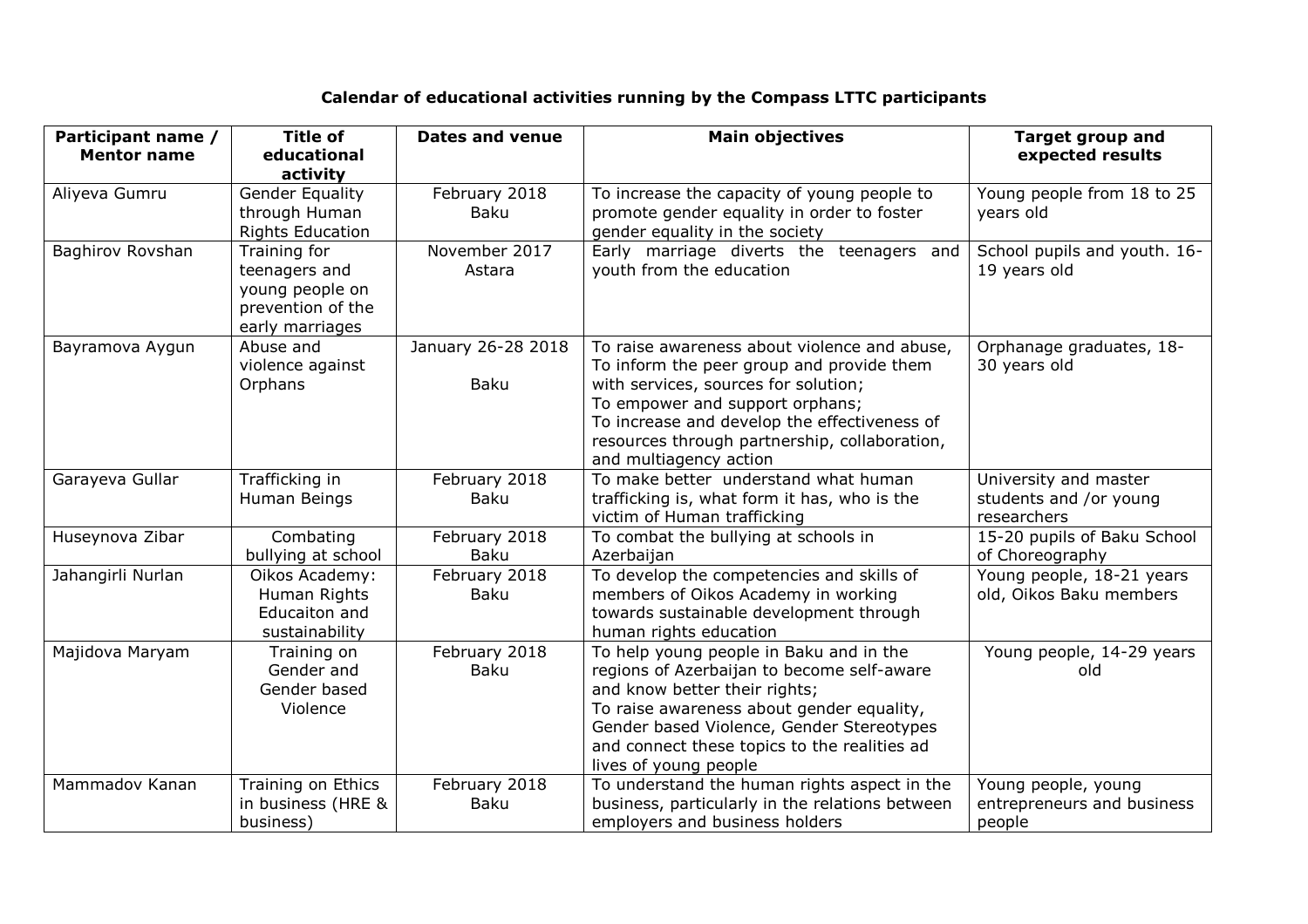**Calendar of educational activities running by the Compass LTTC participants**

| Participant name / Mentor name | Title of educational activity | Dates and venue | Main objectives | Target group and expected results |
|---|---|---|---|---|
| Aliyeva Gumru | Gender Equality through Human Rights Education | February 2018 Baku | To increase the capacity of young people to promote gender equality in order to foster gender equality in the society | Young people from 18 to 25 years old |
| Baghirov Rovshan | Training for teenagers and young people on prevention of the early marriages | November 2017 Astara | Early marriage diverts the teenagers and youth from the education | School pupils and youth. 16-19 years old |
| Bayramova Aygun | Abuse and violence against Orphans | January 26-28 2018 Baku | To raise awareness about violence and abuse, To inform the peer group and provide them with services, sources for solution; To empower and support orphans; To increase and develop the effectiveness of resources through partnership, collaboration, and multiagency action | Orphanage graduates, 18-30 years old |
| Garayeva Gullar | Trafficking in Human Beings | February 2018 Baku | To make better understand what human trafficking is, what form it has, who is the victim of Human trafficking | University and master students and /or young researchers |
| Huseynova Zibar | Combating bullying at school | February 2018 Baku | To combat the bullying at schools in Azerbaijan | 15-20 pupils of Baku School of Choreography |
| Jahangirli Nurlan | Oikos Academy: Human Rights Educaiton and sustainability | February 2018 Baku | To develop the competencies and skills of members of Oikos Academy in working towards sustainable development through human rights education | Young people, 18-21 years old, Oikos Baku members |
| Majidova Maryam | Training on Gender and Gender based Violence | February 2018 Baku | To help young people in Baku and in the regions of Azerbaijan to become self-aware and know better their rights; To raise awareness about gender equality, Gender based Violence, Gender Stereotypes and connect these topics to the realities ad lives of young people | Young people, 14-29 years old |
| Mammadov Kanan | Training on Ethics in business (HRE & business) | February 2018 Baku | To understand the human rights aspect in the business, particularly in the relations between employers and business holders | Young people, young entrepreneurs and business people |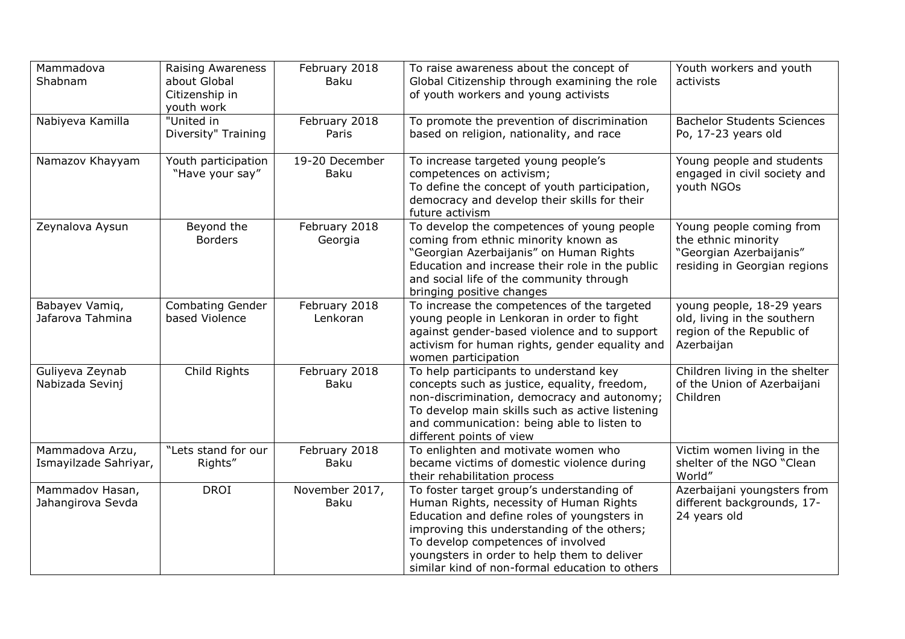| Mammadova Shabnam | Raising Awareness about Global Citizenship in youth work | February 2018 Baku | To raise awareness about the concept of Global Citizenship through examining the role of youth workers and young activists | Youth workers and youth activists |
|---|---|---|---|---|
| Nabiyeva Kamilla | "United in Diversity" Training | February 2018 Paris | To promote the prevention of discrimination based on religion, nationality, and race | Bachelor Students Sciences Po, 17-23 years old |
| Namazov Khayyam | Youth participation "Have your say" | 19-20 December Baku | To increase targeted young people's competences on activism;<br>To define the concept of youth participation, democracy and develop their skills for their future activism | Young people and students engaged in civil society and youth NGOs |
| Zeynalova Aysun | Beyond the Borders | February 2018 Georgia | To develop the competences of young people coming from ethnic minority known as "Georgian Azerbaijanis" on Human Rights Education and increase their role in the public and social life of the community through bringing positive changes | Young people coming from the ethnic minority "Georgian Azerbaijanis" residing in Georgian regions |
| Babayev Vamiq, Jafarova Tahmina | Combating Gender based Violence | February 2018 Lenkoran | To increase the competences of the targeted young people in Lenkoran in order to fight against gender-based violence and to support activism for human rights, gender equality and women participation | young people, 18-29 years old, living in the southern region of the Republic of Azerbaijan |
| Guliyeva Zeynab Nabizada Sevinj | Child Rights | February 2018 Baku | To help participants to understand key concepts such as justice, equality, freedom, non-discrimination, democracy and autonomy;<br>To develop main skills such as active listening and communication: being able to listen to different points of view | Children living in the shelter of the Union of Azerbaijani Children |
| Mammadova Arzu, Ismayilzade Sahriyar, | "Lets stand for our Rights" | February 2018 Baku | To enlighten and motivate women who became victims of domestic violence during their rehabilitation process | Victim women living in the shelter of the NGO "Clean World" |
| Mammadov Hasan, Jahangirova Sevda | DROI | November 2017, Baku | To foster target group's understanding of Human Rights, necessity of Human Rights Education and define roles of youngsters in improving this understanding of the others;<br>To develop competences of involved youngsters in order to help them to deliver similar kind of non-formal education to others | Azerbaijani youngsters from different backgrounds, 17-24 years old |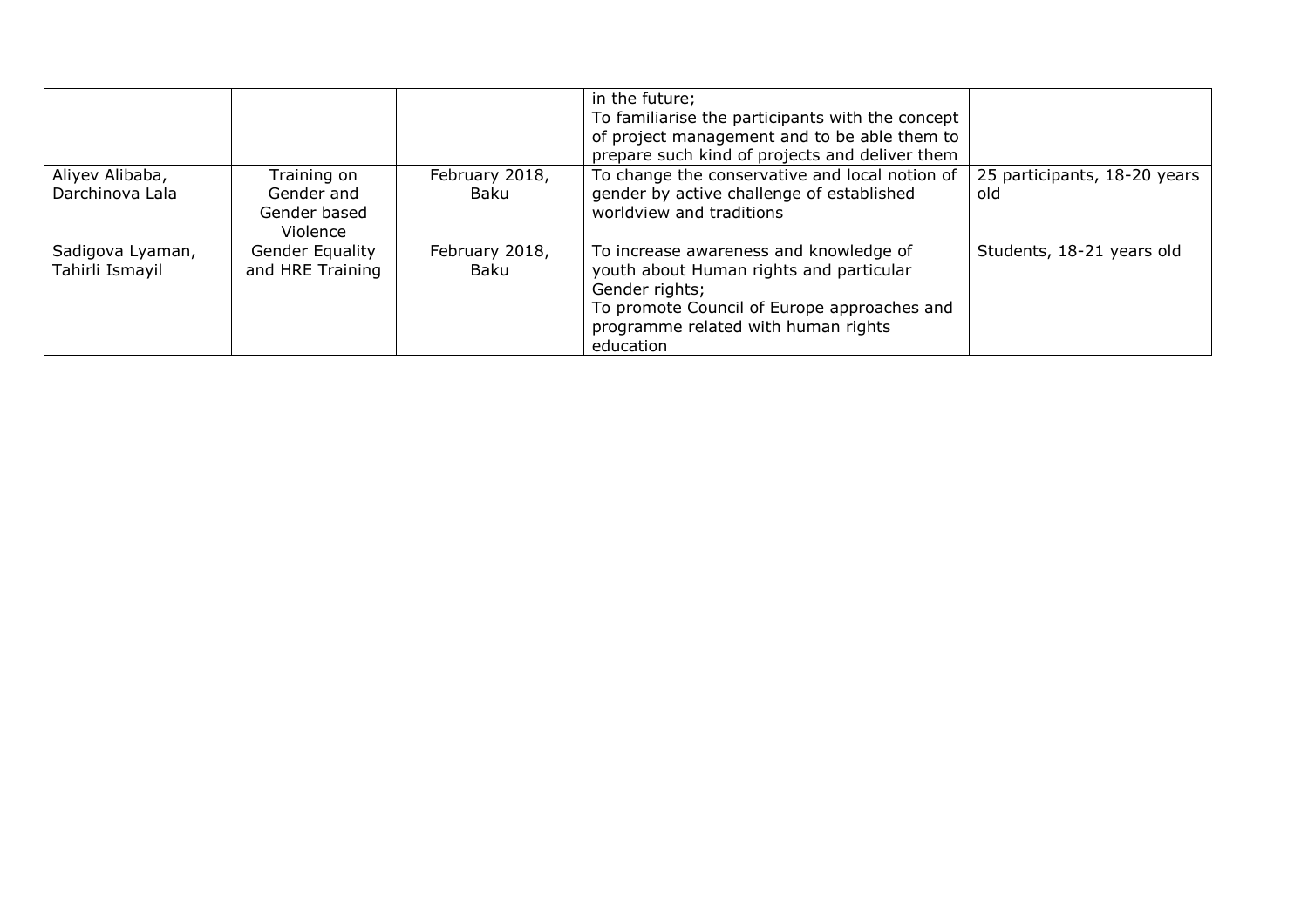| | | | | |
|---|---|---|---|---|
| | | | in the future;<br>To familiarise the participants with the concept of project management and to be able them to prepare such kind of projects and deliver them | |
| Aliyev Alibaba, Darchinova Lala | Training on Gender and Gender based Violence | February 2018, Baku | To change the conservative and local notion of gender by active challenge of established worldview and traditions | 25 participants, 18-20 years old |
| Sadigova Lyaman, Tahirli Ismayil | Gender Equality and HRE Training | February 2018, Baku | To increase awareness and knowledge of youth about Human rights and particular Gender rights;<br>To promote Council of Europe approaches and programme related with human rights education | Students, 18-21 years old |